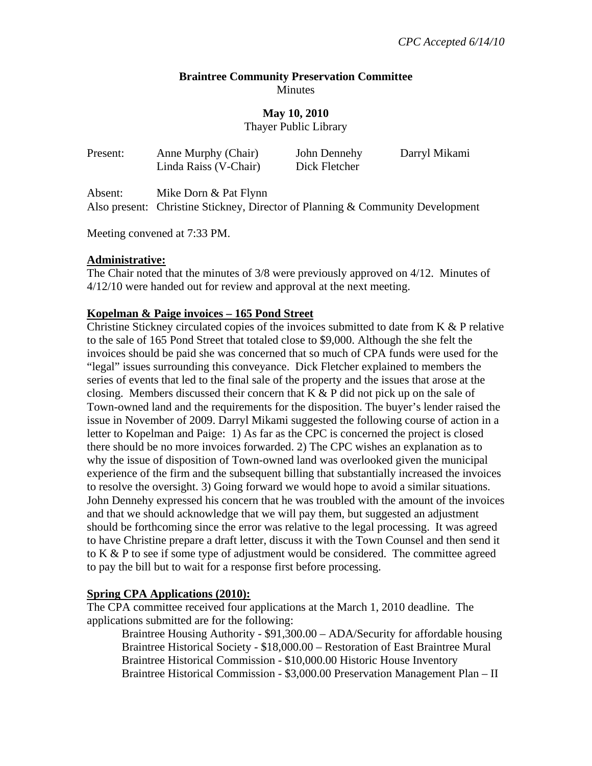*CPC Accepted 6/14/10*

**Braintree Community Preservation Committee**
Minutes

**May 10, 2010**
Thayer Public Library

| Present: | Anne Murphy (Chair) | John Dennehy | Darryl Mikami |
|---|---|---|---|
| | Linda Raiss (V-Chair) | Dick Fletcher | |

Absent: Mike Dorn & Pat Flynn
Also present: Christine Stickney, Director of Planning & Community Development

Meeting convened at 7:33 PM.

**Administrative:**

The Chair noted that the minutes of 3/8 were previously approved on 4/12. Minutes of 4/12/10 were handed out for review and approval at the next meeting.

**Kopelman & Paige invoices – 165 Pond Street**

Christine Stickney circulated copies of the invoices submitted to date from K & P relative to the sale of 165 Pond Street that totaled close to $9,000. Although the she felt the invoices should be paid she was concerned that so much of CPA funds were used for the "legal" issues surrounding this conveyance. Dick Fletcher explained to members the series of events that led to the final sale of the property and the issues that arose at the closing. Members discussed their concern that K & P did not pick up on the sale of Town-owned land and the requirements for the disposition. The buyer's lender raised the issue in November of 2009. Darryl Mikami suggested the following course of action in a letter to Kopelman and Paige: 1) As far as the CPC is concerned the project is closed there should be no more invoices forwarded. 2) The CPC wishes an explanation as to why the issue of disposition of Town-owned land was overlooked given the municipal experience of the firm and the subsequent billing that substantially increased the invoices to resolve the oversight. 3) Going forward we would hope to avoid a similar situations. John Dennehy expressed his concern that he was troubled with the amount of the invoices and that we should acknowledge that we will pay them, but suggested an adjustment should be forthcoming since the error was relative to the legal processing. It was agreed to have Christine prepare a draft letter, discuss it with the Town Counsel and then send it to K & P to see if some type of adjustment would be considered. The committee agreed to pay the bill but to wait for a response first before processing.

**Spring CPA Applications (2010):**

The CPA committee received four applications at the March 1, 2010 deadline. The applications submitted are for the following:

Braintree Housing Authority - $91,300.00 – ADA/Security for affordable housing
Braintree Historical Society - $18,000.00 – Restoration of East Braintree Mural
Braintree Historical Commission - $10,000.00 Historic House Inventory
Braintree Historical Commission - $3,000.00 Preservation Management Plan – II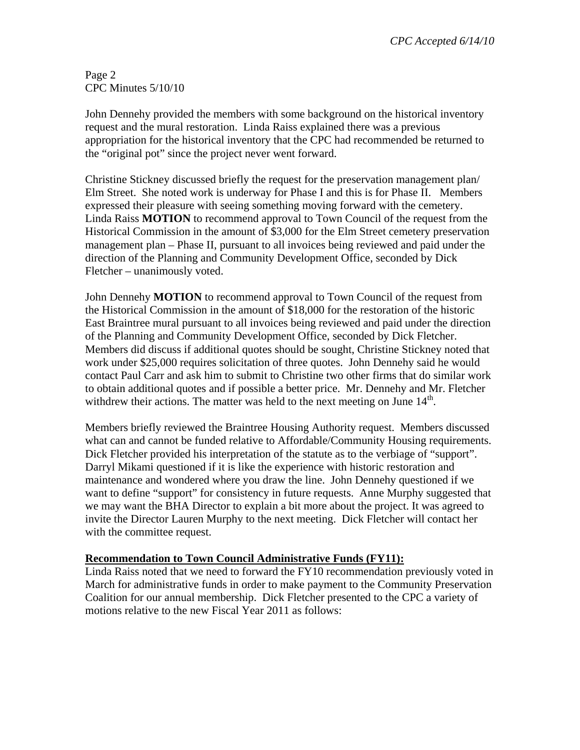John Dennehy provided the members with some background on the historical inventory request and the mural restoration. Linda Raiss explained there was a previous appropriation for the historical inventory that the CPC had recommended be returned to the "original pot" since the project never went forward.

Christine Stickney discussed briefly the request for the preservation management plan/ Elm Street. She noted work is underway for Phase I and this is for Phase II. Members expressed their pleasure with seeing something moving forward with the cemetery. Linda Raiss **MOTION** to recommend approval to Town Council of the request from the Historical Commission in the amount of $3,000 for the Elm Street cemetery preservation management plan – Phase II, pursuant to all invoices being reviewed and paid under the direction of the Planning and Community Development Office, seconded by Dick Fletcher – unanimously voted.

John Dennehy **MOTION** to recommend approval to Town Council of the request from the Historical Commission in the amount of $18,000 for the restoration of the historic East Braintree mural pursuant to all invoices being reviewed and paid under the direction of the Planning and Community Development Office, seconded by Dick Fletcher. Members did discuss if additional quotes should be sought, Christine Stickney noted that work under $25,000 requires solicitation of three quotes. John Dennehy said he would contact Paul Carr and ask him to submit to Christine two other firms that do similar work to obtain additional quotes and if possible a better price. Mr. Dennehy and Mr. Fletcher withdrew their actions. The matter was held to the next meeting on June 14th.

Members briefly reviewed the Braintree Housing Authority request. Members discussed what can and cannot be funded relative to Affordable/Community Housing requirements. Dick Fletcher provided his interpretation of the statute as to the verbiage of "support". Darryl Mikami questioned if it is like the experience with historic restoration and maintenance and wondered where you draw the line. John Dennehy questioned if we want to define "support" for consistency in future requests. Anne Murphy suggested that we may want the BHA Director to explain a bit more about the project. It was agreed to invite the Director Lauren Murphy to the next meeting. Dick Fletcher will contact her with the committee request.

**Recommendation to Town Council Administrative Funds (FY11):**

Linda Raiss noted that we need to forward the FY10 recommendation previously voted in March for administrative funds in order to make payment to the Community Preservation Coalition for our annual membership. Dick Fletcher presented to the CPC a variety of motions relative to the new Fiscal Year 2011 as follows: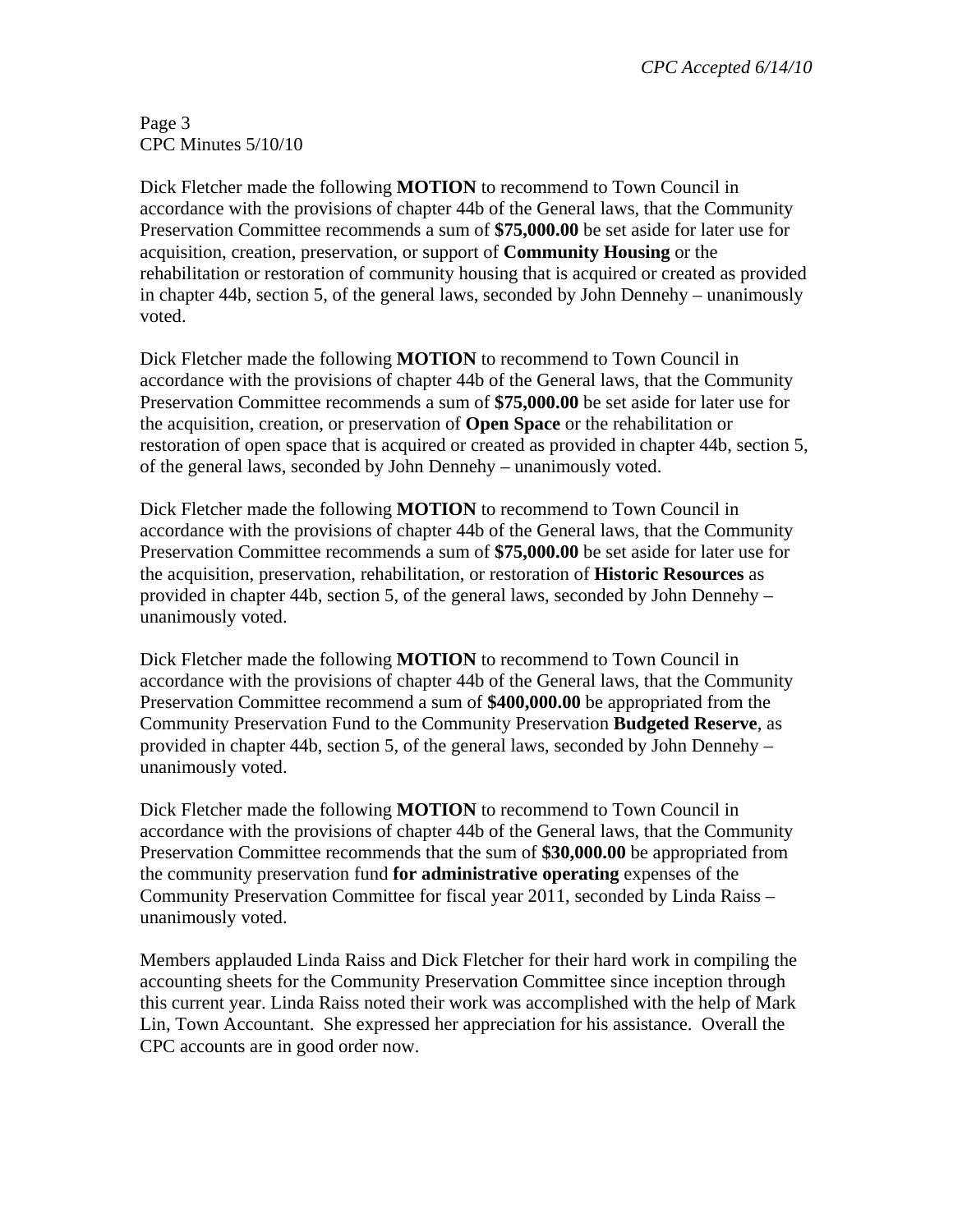Dick Fletcher made the following **MOTION** to recommend to Town Council in accordance with the provisions of chapter 44b of the General laws, that the Community Preservation Committee recommends a sum of **$75,000.00** be set aside for later use for acquisition, creation, preservation, or support of **Community Housing** or the rehabilitation or restoration of community housing that is acquired or created as provided in chapter 44b, section 5, of the general laws, seconded by John Dennehy – unanimously voted.

Dick Fletcher made the following **MOTION** to recommend to Town Council in accordance with the provisions of chapter 44b of the General laws, that the Community Preservation Committee recommends a sum of **$75,000.00** be set aside for later use for the acquisition, creation, or preservation of **Open Space** or the rehabilitation or restoration of open space that is acquired or created as provided in chapter 44b, section 5, of the general laws, seconded by John Dennehy – unanimously voted.

Dick Fletcher made the following **MOTION** to recommend to Town Council in accordance with the provisions of chapter 44b of the General laws, that the Community Preservation Committee recommends a sum of **$75,000.00** be set aside for later use for the acquisition, preservation, rehabilitation, or restoration of **Historic Resources** as provided in chapter 44b, section 5, of the general laws, seconded by John Dennehy – unanimously voted.

Dick Fletcher made the following **MOTION** to recommend to Town Council in accordance with the provisions of chapter 44b of the General laws, that the Community Preservation Committee recommend a sum of **$400,000.00** be appropriated from the Community Preservation Fund to the Community Preservation **Budgeted Reserve**, as provided in chapter 44b, section 5, of the general laws, seconded by John Dennehy – unanimously voted.

Dick Fletcher made the following **MOTION** to recommend to Town Council in accordance with the provisions of chapter 44b of the General laws, that the Community Preservation Committee recommends that the sum of **$30,000.00** be appropriated from the community preservation fund **for administrative operating** expenses of the Community Preservation Committee for fiscal year 2011, seconded by Linda Raiss – unanimously voted.

Members applauded Linda Raiss and Dick Fletcher for their hard work in compiling the accounting sheets for the Community Preservation Committee since inception through this current year. Linda Raiss noted their work was accomplished with the help of Mark Lin, Town Accountant. She expressed her appreciation for his assistance. Overall the CPC accounts are in good order now.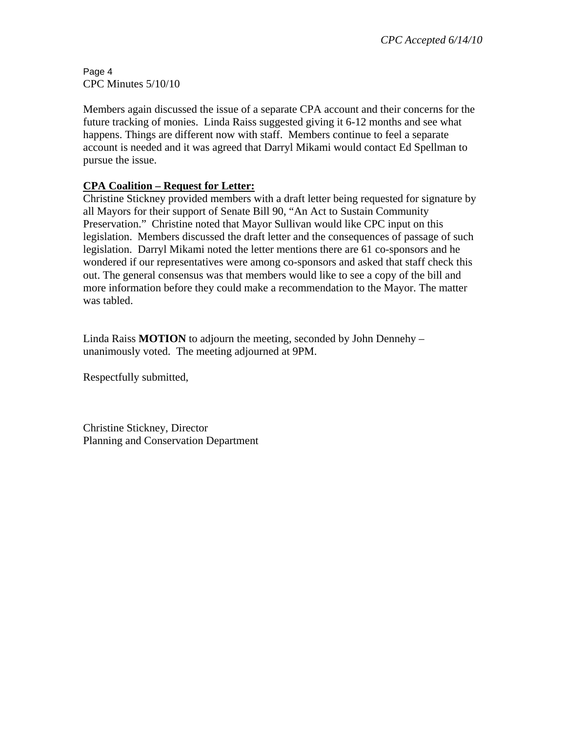Members again discussed the issue of a separate CPA account and their concerns for the future tracking of monies. Linda Raiss suggested giving it 6-12 months and see what happens. Things are different now with staff. Members continue to feel a separate account is needed and it was agreed that Darryl Mikami would contact Ed Spellman to pursue the issue.

**CPA Coalition – Request for Letter:**

Christine Stickney provided members with a draft letter being requested for signature by all Mayors for their support of Senate Bill 90, "An Act to Sustain Community Preservation." Christine noted that Mayor Sullivan would like CPC input on this legislation. Members discussed the draft letter and the consequences of passage of such legislation. Darryl Mikami noted the letter mentions there are 61 co-sponsors and he wondered if our representatives were among co-sponsors and asked that staff check this out. The general consensus was that members would like to see a copy of the bill and more information before they could make a recommendation to the Mayor. The matter was tabled.

Linda Raiss **MOTION** to adjourn the meeting, seconded by John Dennehy – unanimously voted. The meeting adjourned at 9PM.

Respectfully submitted,

Christine Stickney, Director
Planning and Conservation Department